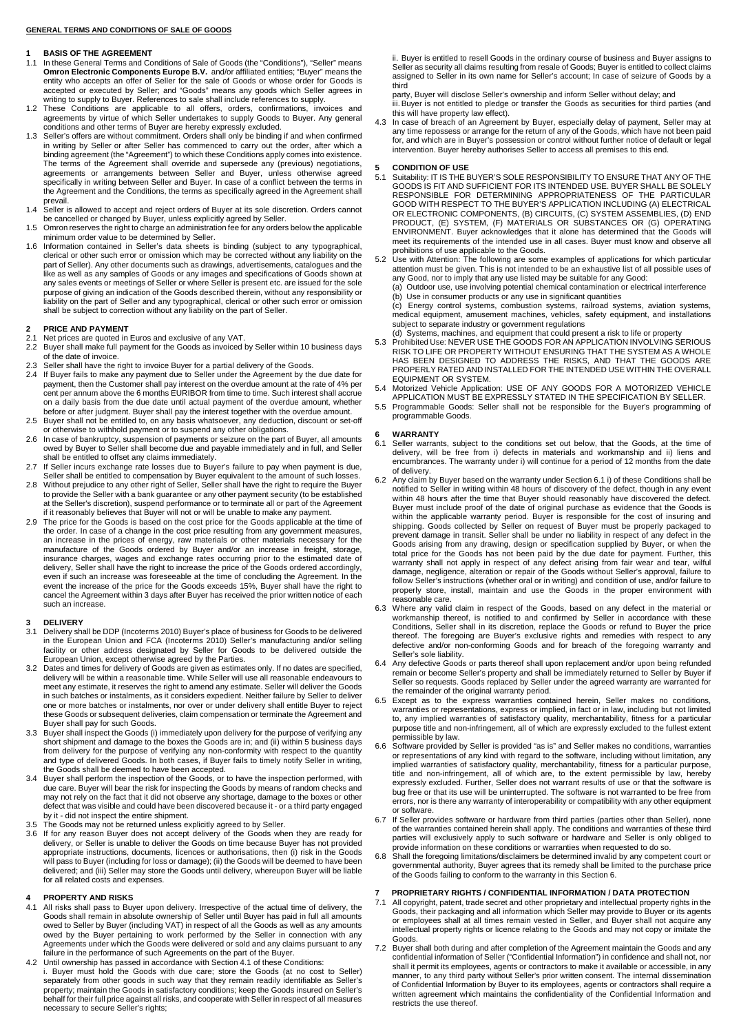**GENERAL TERMS AND CONDITIONS OF SALE OF GOODS**

## 1 BASIS OF THE AGREEMENT

1.1 In these General Terms and Conditions of Sale of Goods (the "Conditions"), "Seller" means **Omron Electronic Components Europe B.V.** and/or affiliated entities; "Buyer" means the entity who accepts an offer of Seller for the sale of Goods or whose order for Goods is accepted or executed by Seller; and "Goods" means any goods which Seller agrees in writing to supply to Buyer. References to sale shall include references to supply.

1.2 These Conditions are applicable to all offers, orders, confirmations, invoices and agreements by virtue of which Seller undertakes to supply Goods to Buyer. Any general conditions and other terms of Buyer are hereby expressly excluded.

1.3 Seller's offers are without commitment. Orders shall only be binding if and when confirmed in writing by Seller or after Seller has commenced to carry out the order, after which a binding agreement (the "Agreement") to which these Conditions apply comes into existence. The terms of the Agreement shall override and supersede any (previous) negotiations, agreements or arrangements between Seller and Buyer, unless otherwise agreed specifically in writing between Seller and Buyer. In case of a conflict between the terms in the Agreement and the Conditions, the terms as specifically agreed in the Agreement shall prevail.

1.4 Seller is allowed to accept and reject orders of Buyer at its sole discretion. Orders cannot be cancelled or changed by Buyer, unless explicitly agreed by Seller.

1.5 Omron reserves the right to charge an administration fee for any orders below the applicable minimum order value to be determined by Seller.

1.6 Information contained in Seller's data sheets is binding (subject to any typographical, clerical or other such error or omission which may be corrected without any liability on the part of Seller). Any other documents such as drawings, advertisements, catalogues and the like as well as any samples of Goods or any images and specifications of Goods shown at any sales events or meetings of Seller or where Seller is present etc. are issued for the sole purpose of giving an indication of the Goods described therein, without any responsibility or liability on the part of Seller and any typographical, clerical or other such error or omission shall be subject to correction without any liability on the part of Seller.

## 2 PRICE AND PAYMENT

2.1 Net prices are quoted in Euros and exclusive of any VAT.

2.2 Buyer shall make full payment for the Goods as invoiced by Seller within 10 business days of the date of invoice.

2.3 Seller shall have the right to invoice Buyer for a partial delivery of the Goods.

2.4 If Buyer fails to make any payment due to Seller under the Agreement by the due date for payment, then the Customer shall pay interest on the overdue amount at the rate of 4% per cent per annum above the 6 months EURIBOR from time to time. Such interest shall accrue on a daily basis from the due date until actual payment of the overdue amount, whether before or after judgment. Buyer shall pay the interest together with the overdue amount.

2.5 Buyer shall not be entitled to, on any basis whatsoever, any deduction, discount or set-off or otherwise to withhold payment or to suspend any other obligations.

2.6 In case of bankruptcy, suspension of payments or seizure on the part of Buyer, all amounts owed by Buyer to Seller shall become due and payable immediately and in full, and Seller shall be entitled to offset any claims immediately.

2.7 If Seller incurs exchange rate losses due to Buyer's failure to pay when payment is due, Seller shall be entitled to compensation by Buyer equivalent to the amount of such losses.

2.8 Without prejudice to any other right of Seller, Seller shall have the right to require the Buyer to provide the Seller with a bank guarantee or any other payment security (to be established at the Seller's discretion), suspend performance or to terminate all or part of the Agreement if it reasonably believes that Buyer will not or will be unable to make any payment.

2.9 The price for the Goods is based on the cost price for the Goods applicable at the time of the order. In case of a change in the cost price resulting from any government measures, an increase in the prices of energy, raw materials or other materials necessary for the manufacture of the Goods ordered by Buyer and/or an increase in freight, storage, insurance charges, wages and exchange rates occurring prior to the estimated date of delivery, Seller shall have the right to increase the price of the Goods ordered accordingly, even if such an increase was foreseeable at the time of concluding the Agreement. In the event the increase of the price for the Goods exceeds 15%, Buyer shall have the right to cancel the Agreement within 3 days after Buyer has received the prior written notice of each such an increase.

## 3 DELIVERY

3.1 Delivery shall be DDP (Incoterms 2010) Buyer's place of business for Goods to be delivered in the European Union and FCA (Incoterms 2010) Seller's manufacturing and/or selling facility or other address designated by Seller for Goods to be delivered outside the European Union, except otherwise agreed by the Parties.

3.2 Dates and times for delivery of Goods are given as estimates only. If no dates are specified, delivery will be within a reasonable time. While Seller will use all reasonable endeavours to meet any estimate, it reserves the right to amend any estimate. Seller will deliver the Goods in such batches or instalments, as it considers expedient. Neither failure by Seller to deliver one or more batches or instalments, nor over or under delivery shall entitle Buyer to reject these Goods or subsequent deliveries, claim compensation or terminate the Agreement and Buyer shall pay for such Goods.

3.3 Buyer shall inspect the Goods (i) immediately upon delivery for the purpose of verifying any short shipment and damage to the boxes the Goods are in; and (ii) within 5 business days from delivery for the purpose of verifying any non-conformity with respect to the quantity and type of delivered Goods. In both cases, if Buyer fails to timely notify Seller in writing, the Goods shall be deemed to have been accepted.

3.4 Buyer shall perform the inspection of the Goods, or to have the inspection performed, with due care. Buyer will bear the risk for inspecting the Goods by means of random checks and may not rely on the fact that it did not observe any shortage, damage to the boxes or other defect that was visible and could have been discovered because it - or a third party engaged by it - did not inspect the entire shipment.

3.5 The Goods may not be returned unless explicitly agreed to by Seller.

3.6 If for any reason Buyer does not accept delivery of the Goods when they are ready for delivery, or Seller is unable to deliver the Goods on time because Buyer has not provided appropriate instructions, documents, licences or authorisations, then (i) risk in the Goods will pass to Buyer (including for loss or damage); (ii) the Goods will be deemed to have been delivered; and (iii) Seller may store the Goods until delivery, whereupon Buyer will be liable for all related costs and expenses.

## 4 PROPERTY AND RISKS

4.1 All risks shall pass to Buyer upon delivery. Irrespective of the actual time of delivery, the Goods shall remain in absolute ownership of Seller until Buyer has paid in full all amounts owed to Seller by Buyer (including VAT) in respect of all the Goods as well as any amounts owed by the Buyer pertaining to work performed by the Seller in connection with any Agreements under which the Goods were delivered or sold and any claims pursuant to any failure in the performance of such Agreements on the part of the Buyer.

4.2 Until ownership has passed in accordance with Section 4.1 of these Conditions:

i. Buyer must hold the Goods with due care; store the Goods (at no cost to Seller) separately from other goods in such way that they remain readily identifiable as Seller's property; maintain the Goods in satisfactory conditions; keep the Goods insured on Seller's behalf for their full price against all risks, and cooperate with Seller in respect of all measures necessary to secure Seller's rights;

ii. Buyer is entitled to resell Goods in the ordinary course of business and Buyer assigns to Seller as security all claims resulting from resale of Goods; Buyer is entitled to collect claims assigned to Seller in its own name for Seller's account; In case of seizure of Goods by a third party, Buyer will disclose Seller's ownership and inform Seller without delay; and

iii. Buyer is not entitled to pledge or transfer the Goods as securities for third parties (and this will have property law effect).

4.3 In case of breach of an Agreement by Buyer, especially delay of payment, Seller may at any time repossess or arrange for the return of any of the Goods, which have not been paid for, and which are in Buyer's possession or control without further notice of default or legal intervention. Buyer hereby authorises Seller to access all premises to this end.

## 5 CONDITION OF USE

5.1 Suitability: IT IS THE BUYER'S SOLE RESPONSIBILITY TO ENSURE THAT ANY OF THE GOODS IS FIT AND SUFFICIENT FOR ITS INTENDED USE. BUYER SHALL BE SOLELY RESPONSIBLE FOR DETERMINING APPROPRIATENESS OF THE PARTICULAR GOOD WITH RESPECT TO THE BUYER'S APPLICATION INCLUDING (A) ELECTRICAL OR ELECTRONIC COMPONENTS, (B) CIRCUITS, (C) SYSTEM ASSEMBLIES, (D) END PRODUCT, (E) SYSTEM, (F) MATERIALS OR SUBSTANCES OR (G) OPERATING ENVIRONMENT. Buyer acknowledges that it alone has determined that the Goods will meet its requirements of the intended use in all cases. Buyer must know and observe all prohibitions of use applicable to the Goods.

5.2 Use with Attention: The following are some examples of applications for which particular attention must be given. This is not intended to be an exhaustive list of all possible uses of any Good, nor to imply that any use listed may be suitable for any Good:

(a) Outdoor use, use involving potential chemical contamination or electrical interference

(b) Use in consumer products or any use in significant quantities

(c) Energy control systems, combustion systems, railroad systems, aviation systems, medical equipment, amusement machines, vehicles, safety equipment, and installations subject to separate industry or government regulations

(d) Systems, machines, and equipment that could present a risk to life or property

5.3 Prohibited Use: NEVER USE THE GOODS FOR AN APPLICATION INVOLVING SERIOUS RISK TO LIFE OR PROPERTY WITHOUT ENSURING THAT THE SYSTEM AS A WHOLE HAS BEEN DESIGNED TO ADDRESS THE RISKS, AND THAT THE GOODS ARE PROPERLY RATED AND INSTALLED FOR THE INTENDED USE WITHIN THE OVERALL EQUIPMENT OR SYSTEM.

5.4 Motorized Vehicle Application: USE OF ANY GOODS FOR A MOTORIZED VEHICLE APPLICATION MUST BE EXPRESSLY STATED IN THE SPECIFICATION BY SELLER.

5.5 Programmable Goods: Seller shall not be responsible for the Buyer's programming of programmable Goods.

## 6 WARRANTY

6.1 Seller warrants, subject to the conditions set out below, that the Goods, at the time of delivery, will be free from i) defects in materials and workmanship and ii) liens and encumbrances. The warranty under i) will continue for a period of 12 months from the date of delivery.

6.2 Any claim by Buyer based on the warranty under Section 6.1 i) of these Conditions shall be notified to Seller in writing within 48 hours of discovery of the defect, though in any event within 48 hours after the time that Buyer should reasonably have discovered the defect. Buyer must include proof of the date of original purchase as evidence that the Goods is within the applicable warranty period. Buyer is responsible for the cost of insuring and shipping. Goods collected by Seller on request of Buyer must be properly packaged to prevent damage in transit. Seller shall be under no liability in respect of any defect in the Goods arising from any drawing, design or specification supplied by Buyer, or when the total price for the Goods has not been paid by the due date for payment. Further, this warranty shall not apply in respect of any defect arising from fair wear and tear, wilful damage, negligence, alteration or repair of the Goods without Seller's approval, failure to follow Seller's instructions (whether oral or in writing) and condition of use, and/or failure to properly store, install, maintain and use the Goods in the proper environment with reasonable care.

6.3 Where any valid claim in respect of the Goods, based on any defect in the material or workmanship thereof, is notified to and confirmed by Seller in accordance with these Conditions, Seller shall in its discretion, replace the Goods or refund to Buyer the price thereof. The foregoing are Buyer's exclusive rights and remedies with respect to any defective and/or non-conforming Goods and for breach of the foregoing warranty and Seller's sole liability.

6.4 Any defective Goods or parts thereof shall upon replacement and/or upon being refunded remain or become Seller's property and shall be immediately returned to Seller by Buyer if Seller so requests. Goods replaced by Seller under the agreed warranty are warranted for the remainder of the original warranty period.

6.5 Except as to the express warranties contained herein, Seller makes no conditions, warranties or representations, express or implied, in fact or in law, including but not limited to, any implied warranties of satisfactory quality, merchantability, fitness for a particular purpose title and non-infringement, all of which are expressly excluded to the fullest extent permissible by law.

6.6 Software provided by Seller is provided "as is" and Seller makes no conditions, warranties or representations of any kind with regard to the software, including without limitation, any implied warranties of satisfactory quality, merchantability, fitness for a particular purpose, title and non-infringement, all of which are, to the extent permissible by law, hereby expressly excluded. Further, Seller does not warrant results of use or that the software is bug free or that its use will be uninterrupted. The software is not warranted to be free from errors, nor is there any warranty of interoperability or compatibility with any other equipment or software.

6.7 If Seller provides software or hardware from third parties (parties other than Seller), none of the warranties contained herein shall apply. The conditions and warranties of these third parties will exclusively apply to such software or hardware and Seller is only obliged to provide information on these conditions or warranties when requested to do so.

6.8 Shall the foregoing limitations/disclaimers be determined invalid by any competent court or governmental authority, Buyer agrees that its remedy shall be limited to the purchase price of the Goods failing to conform to the warranty in this Section 6.

## 7 PROPRIETARY RIGHTS / CONFIDENTIAL INFORMATION / DATA PROTECTION

7.1 All copyright, patent, trade secret and other proprietary and intellectual property rights in the Goods, their packaging and all information which Seller may provide to Buyer or its agents or employees shall at all times remain vested in Seller, and Buyer shall not acquire any intellectual property rights or licence relating to the Goods and may not copy or imitate the Goods.

7.2 Buyer shall both during and after completion of the Agreement maintain the Goods and any confidential information of Seller ("Confidential Information") in confidence and shall not, nor shall it permit its employees, agents or contractors to make it available or accessible, in any manner, to any third party without Seller's prior written consent. The internal dissemination of Confidential Information by Buyer to its employees, agents or contractors shall require a written agreement which maintains the confidentiality of the Confidential Information and restricts the use thereof.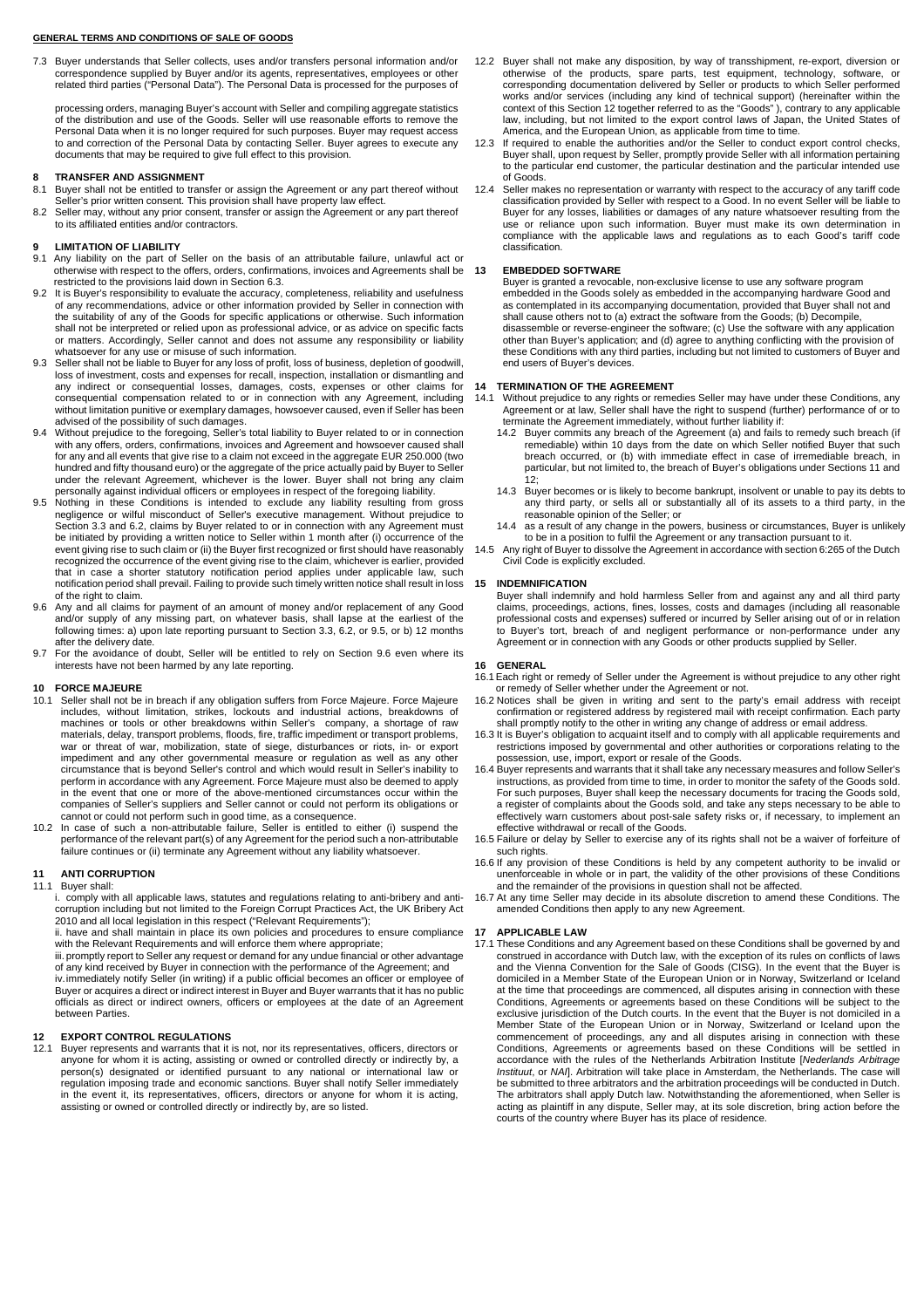**GENERAL TERMS AND CONDITIONS OF SALE OF GOODS**

7.3 Buyer understands that Seller collects, uses and/or transfers personal information and/or correspondence supplied by Buyer and/or its agents, representatives, employees or other related third parties ("Personal Data"). The Personal Data is processed for the purposes of

processing orders, managing Buyer's account with Seller and compiling aggregate statistics of the distribution and use of the Goods. Seller will use reasonable efforts to remove the Personal Data when it is no longer required for such purposes. Buyer may request access to and correction of the Personal Data by contacting Seller. Buyer agrees to execute any documents that may be required to give full effect to this provision.

## 8 TRANSFER AND ASSIGNMENT

8.1 Buyer shall not be entitled to transfer or assign the Agreement or any part thereof without Seller's prior written consent. This provision shall have property law effect.

8.2 Seller may, without any prior consent, transfer or assign the Agreement or any part thereof to its affiliated entities and/or contractors.

## 9 LIMITATION OF LIABILITY

9.1 Any liability on the part of Seller on the basis of an attributable failure, unlawful act or otherwise with respect to the offers, orders, confirmations, invoices and Agreements shall be restricted to the provisions laid down in Section 6.3.

9.2 It is Buyer's responsibility to evaluate the accuracy, completeness, reliability and usefulness of any recommendations, advice or other information provided by Seller in connection with the suitability of any of the Goods for specific applications or otherwise. Such information shall not be interpreted or relied upon as professional advice, or as advice on specific facts or matters. Accordingly, Seller cannot and does not assume any responsibility or liability whatsoever for any use or misuse of such information.

9.3 Seller shall not be liable to Buyer for any loss of profit, loss of business, depletion of goodwill, loss of investment, costs and expenses for recall, inspection, installation or dismantling and any indirect or consequential losses, damages, costs, expenses or other claims for consequential compensation related to or in connection with any Agreement, including without limitation punitive or exemplary damages, howsoever caused, even if Seller has been advised of the possibility of such damages.

9.4 Without prejudice to the foregoing, Seller's total liability to Buyer related to or in connection with any offers, orders, confirmations, invoices and Agreement and howsoever caused shall for any and all events that give rise to a claim not exceed in the aggregate EUR 250.000 (two hundred and fifty thousand euro) or the aggregate of the price actually paid by Buyer to Seller under the relevant Agreement, whichever is the lower. Buyer shall not bring any claim personally against individual officers or employees in respect of the foregoing liability.

9.5 Nothing in these Conditions is intended to exclude any liability resulting from gross negligence or wilful misconduct of Seller's executive management. Without prejudice to Section 3.3 and 6.2, claims by Buyer related to or in connection with any Agreement must be initiated by providing a written notice to Seller within 1 month after (i) occurrence of the event giving rise to such claim or (ii) the Buyer first recognized or first should have reasonably recognized the occurrence of the event giving rise to the claim, whichever is earlier, provided that in case a shorter statutory notification period applies under applicable law, such notification period shall prevail. Failing to provide such timely written notice shall result in loss of the right to claim.

9.6 Any and all claims for payment of an amount of money and/or replacement of any Good and/or supply of any missing part, on whatever basis, shall lapse at the earliest of the following times: a) upon late reporting pursuant to Section 3.3, 6.2, or 9.5, or b) 12 months after the delivery date.

9.7 For the avoidance of doubt, Seller will be entitled to rely on Section 9.6 even where its interests have not been harmed by any late reporting.

## 10 FORCE MAJEURE

10.1 Seller shall not be in breach if any obligation suffers from Force Majeure. Force Majeure includes, without limitation, strikes, lockouts and industrial actions, breakdowns of machines or tools or other breakdowns within Seller's company, a shortage of raw materials, delay, transport problems, floods, fire, traffic impediment or transport problems, war or threat of war, mobilization, state of siege, disturbances or riots, in- or export impediment and any other governmental measure or regulation as well as any other circumstance that is beyond Seller's control and which would result in Seller's inability to perform in accordance with any Agreement. Force Majeure must also be deemed to apply in the event that one or more of the above-mentioned circumstances occur within the companies of Seller's suppliers and Seller cannot or could not perform its obligations or cannot or could not perform such in good time, as a consequence.

10.2 In case of such a non-attributable failure, Seller is entitled to either (i) suspend the performance of the relevant part(s) of any Agreement for the period such a non-attributable failure continues or (ii) terminate any Agreement without any liability whatsoever.

## 11 ANTI CORRUPTION

11.1 Buyer shall:

i. comply with all applicable laws, statutes and regulations relating to anti-bribery and anti-corruption including but not limited to the Foreign Corrupt Practices Act, the UK Bribery Act 2010 and all local legislation in this respect ("Relevant Requirements");

ii. have and shall maintain in place its own policies and procedures to ensure compliance with the Relevant Requirements and will enforce them where appropriate;

iii. promptly report to Seller any request or demand for any undue financial or other advantage of any kind received by Buyer in connection with the performance of the Agreement; and

iv. immediately notify Seller (in writing) if a public official becomes an officer or employee of Buyer or acquires a direct or indirect interest in Buyer and Buyer warrants that it has no public officials as direct or indirect owners, officers or employees at the date of an Agreement between Parties.

## 12 EXPORT CONTROL REGULATIONS

12.1 Buyer represents and warrants that it is not, nor its representatives, officers, directors or anyone for whom it is acting, assisting or owned or controlled directly or indirectly by, a person(s) designated or identified pursuant to any national or international law or regulation imposing trade and economic sanctions. Buyer shall notify Seller immediately in the event it, its representatives, officers, directors or anyone for whom it is acting, assisting or owned or controlled directly or indirectly by, are so listed.

12.2 Buyer shall not make any disposition, by way of transshipment, re-export, diversion or otherwise of the products, spare parts, test equipment, technology, software, or corresponding documentation delivered by Seller or products to which Seller performed works and/or services (including any kind of technical support) (hereinafter within the context of this Section 12 together referred to as the "Goods" ), contrary to any applicable law, including, but not limited to the export control laws of Japan, the United States of America, and the European Union, as applicable from time to time.

12.3 If required to enable the authorities and/or the Seller to conduct export control checks, Buyer shall, upon request by Seller, promptly provide Seller with all information pertaining to the particular end customer, the particular destination and the particular intended use of Goods.

12.4 Seller makes no representation or warranty with respect to the accuracy of any tariff code classification provided by Seller with respect to a Good. In no event Seller will be liable to Buyer for any losses, liabilities or damages of any nature whatsoever resulting from the use or reliance upon such information. Buyer must make its own determination in compliance with the applicable laws and regulations as to each Good's tariff code classification.

## 13 EMBEDDED SOFTWARE

Buyer is granted a revocable, non-exclusive license to use any software program embedded in the Goods solely as embedded in the accompanying hardware Good and as contemplated in its accompanying documentation, provided that Buyer shall not and shall cause others not to (a) extract the software from the Goods; (b) Decompile, disassemble or reverse-engineer the software; (c) Use the software with any application other than Buyer's application; and (d) agree to anything conflicting with the provision of these Conditions with any third parties, including but not limited to customers of Buyer and end users of Buyer's devices.

## 14 TERMINATION OF THE AGREEMENT

14.1 Without prejudice to any rights or remedies Seller may have under these Conditions, any Agreement or at law, Seller shall have the right to suspend (further) performance of or to terminate the Agreement immediately, without further liability if:

14.2 Buyer commits any breach of the Agreement (a) and fails to remedy such breach (if remediable) within 10 days from the date on which Seller notified Buyer that such breach occurred, or (b) with immediate effect in case of irremediable breach, in particular, but not limited to, the breach of Buyer's obligations under Sections 11 and 12;

14.3 Buyer becomes or is likely to become bankrupt, insolvent or unable to pay its debts to any third party, or sells all or substantially all of its assets to a third party, in the reasonable opinion of the Seller; or

14.4 as a result of any change in the powers, business or circumstances, Buyer is unlikely to be in a position to fulfil the Agreement or any transaction pursuant to it.

14.5 Any right of Buyer to dissolve the Agreement in accordance with section 6:265 of the Dutch Civil Code is explicitly excluded.

## 15 INDEMNIFICATION

Buyer shall indemnify and hold harmless Seller from and against any and all third party claims, proceedings, actions, fines, losses, costs and damages (including all reasonable professional costs and expenses) suffered or incurred by Seller arising out of or in relation to Buyer's tort, breach of and negligent performance or non-performance under any Agreement or in connection with any Goods or other products supplied by Seller.

## 16 GENERAL

16.1 Each right or remedy of Seller under the Agreement is without prejudice to any other right or remedy of Seller whether under the Agreement or not.

16.2 Notices shall be given in writing and sent to the party's email address with receipt confirmation or registered address by registered mail with receipt confirmation. Each party shall promptly notify to the other in writing any change of address or email address.

16.3 It is Buyer's obligation to acquaint itself and to comply with all applicable requirements and restrictions imposed by governmental and other authorities or corporations relating to the possession, use, import, export or resale of the Goods.

16.4 Buyer represents and warrants that it shall take any necessary measures and follow Seller's instructions, as provided from time to time, in order to monitor the safety of the Goods sold. For such purposes, Buyer shall keep the necessary documents for tracing the Goods sold, a register of complaints about the Goods sold, and take any steps necessary to be able to effectively warn customers about post-sale safety risks or, if necessary, to implement an effective withdrawal or recall of the Goods.

16.5 Failure or delay by Seller to exercise any of its rights shall not be a waiver of forfeiture of such rights.

16.6 If any provision of these Conditions is held by any competent authority to be invalid or unenforceable in whole or in part, the validity of the other provisions of these Conditions and the remainder of the provisions in question shall not be affected.

16.7 At any time Seller may decide in its absolute discretion to amend these Conditions. The amended Conditions then apply to any new Agreement.

## 17 APPLICABLE LAW

17.1 These Conditions and any Agreement based on these Conditions shall be governed by and construed in accordance with Dutch law, with the exception of its rules on conflicts of laws and the Vienna Convention for the Sale of Goods (CISG). In the event that the Buyer is domiciled in a Member State of the European Union or in Norway, Switzerland or Iceland at the time that proceedings are commenced, all disputes arising in connection with these Conditions, Agreements or agreements based on these Conditions will be subject to the exclusive jurisdiction of the Dutch courts. In the event that the Buyer is not domiciled in a Member State of the European Union or in Norway, Switzerland or Iceland upon the commencement of proceedings, any and all disputes arising in connection with these Conditions, Agreements or agreements based on these Conditions will be settled in accordance with the rules of the Netherlands Arbitration Institute [*Nederlands Arbitrage Instituut*, or *NAI*]. Arbitration will take place in Amsterdam, the Netherlands. The case will be submitted to three arbitrators and the arbitration proceedings will be conducted in Dutch. The arbitrators shall apply Dutch law. Notwithstanding the aforementioned, when Seller is acting as plaintiff in any dispute, Seller may, at its sole discretion, bring action before the courts of the country where Buyer has its place of residence.